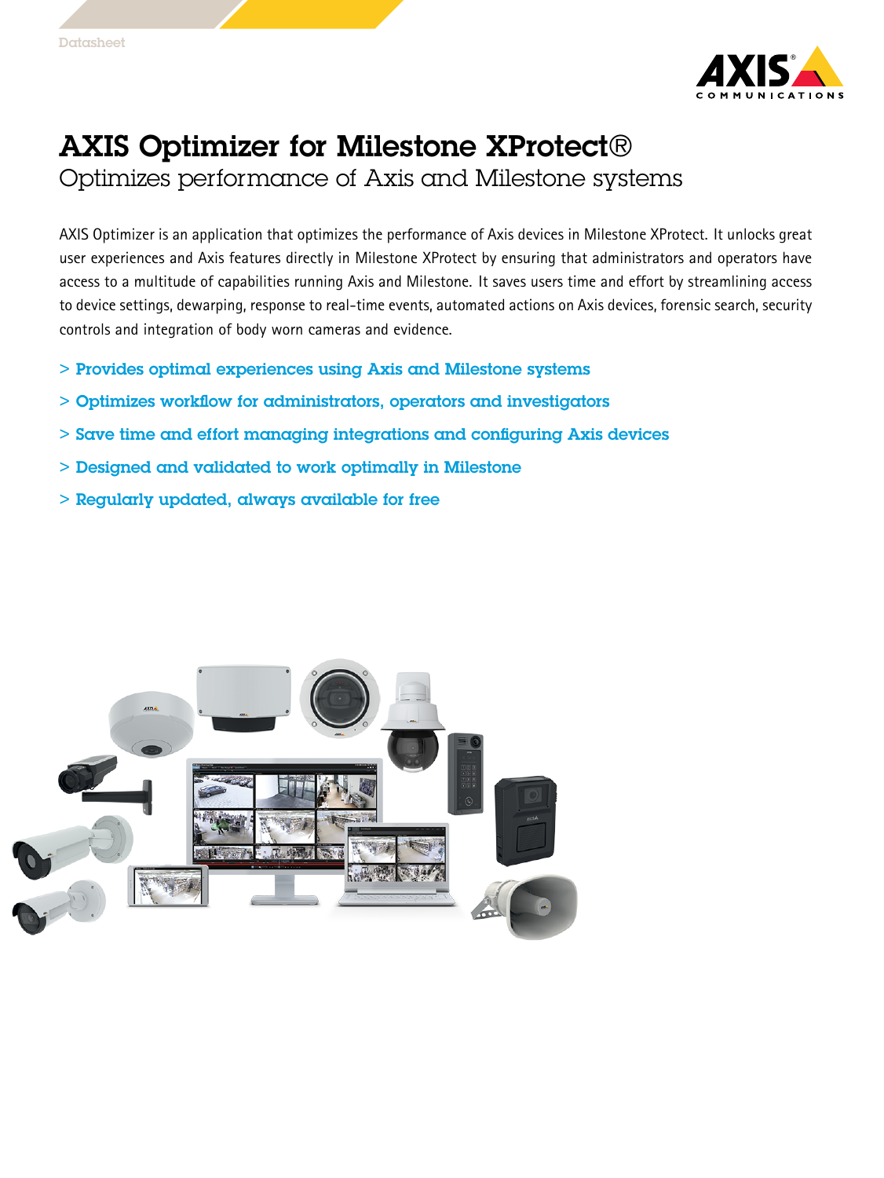Datasheet

# AXIS Optimizer for Milestone XProtect®

## Optimizes performance of Axis and Milestone systems

AXIS Optimizer is an application that optimizes the performance of Axis devices in Milestone XProtect. It unlocks great user experiences and Axis features directly in Milestone XProtect by ensuring that administrators and operators have access to a multitude of capabilities running Axis and Milestone. It saves users time and effort by streamlining access to device settings, dewarping, response to real-time events, automated actions on Axis devices, forensic search, security controls and integration of body worn cameras and evidence.

- **Provides optimal experiences using Axis and Milestone systems**
- **Optimizes workflow for administrators, operators and investigators**
- **Save time and effort managing integrations and configuring Axis devices**
- **Designed and validated to work optimally in Milestone**
- **Regularly updated, always available for free**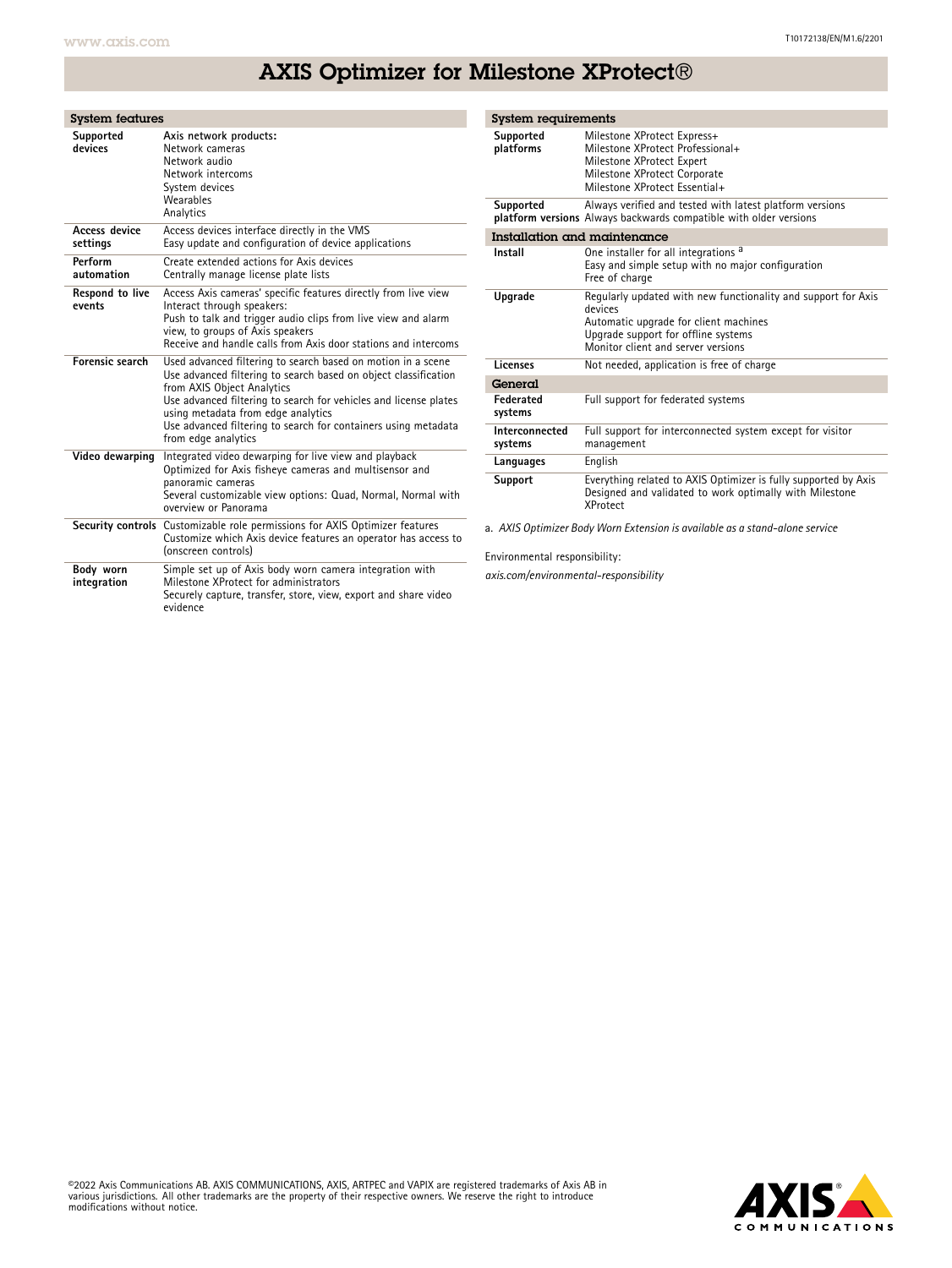# AXIS Optimizer for Milestone XProtect®

| System features | |
|---|---|
| **Supported devices** | Axis network products:<br>Network cameras<br>Network audio<br>Network intercoms<br>System devices<br>Wearables<br>Analytics |
| **Access device settings** | Access devices interface directly in the VMS<br>Easy update and configuration of device applications |
| **Perform automation** | Create extended actions for Axis devices<br>Centrally manage license plate lists |
| **Respond to live events** | Access Axis cameras' specific features directly from live view<br>Interact through speakers:<br>Push to talk and trigger audio clips from live view and alarm view, to groups of Axis speakers<br>Receive and handle calls from Axis door stations and intercoms |
| **Forensic search** | Used advanced filtering to search based on motion in a scene<br>Use advanced filtering to search based on object classification from AXIS Object Analytics<br>Use advanced filtering to search for vehicles and license plates using metadata from edge analytics<br>Use advanced filtering to search for containers using metadata from edge analytics |
| **Video dewarping** | Integrated video dewarping for live view and playback<br>Optimized for Axis fisheye cameras and multisensor and panoramic cameras<br>Several customizable view options: Quad, Normal, Normal with overview or Panorama |
| **Security controls** | Customizable role permissions for AXIS Optimizer features<br>Customize which Axis device features an operator has access to (onscreen controls) |
| **Body worn integration** | Simple set up of Axis body worn camera integration with Milestone XProtect for administrators<br>Securely capture, transfer, store, view, export and share video evidence |

| System requirements | |
|---|---|
| **Supported platforms** | Milestone XProtect Express+<br>Milestone XProtect Professional+<br>Milestone XProtect Expert<br>Milestone XProtect Corporate<br>Milestone XProtect Essential+ |
| **Supported platform versions** | Always verified and tested with latest platform versions<br>Always backwards compatible with older versions |

| Installation and maintenance | |
|---|---|
| **Install** | One installer for all integrations [a]<br>Easy and simple setup with no major configuration<br>Free of charge |
| **Upgrade** | Regularly updated with new functionality and support for Axis devices<br>Automatic upgrade for client machines<br>Upgrade support for offline systems<br>Monitor client and server versions |
| **Licenses** | Not needed, application is free of charge |

| General | |
|---|---|
| **Federated systems** | Full support for federated systems |
| **Interconnected systems** | Full support for interconnected system except for visitor management |
| **Languages** | English |
| **Support** | Everything related to AXIS Optimizer is fully supported by Axis<br>Designed and validated to work optimally with Milestone XProtect |

a. *AXIS Optimizer Body Worn Extension is available as a stand-alone service*

Environmental responsibility:

*axis.com/environmental-responsibility*

©2022 Axis Communications AB. AXIS COMMUNICATIONS, AXIS, ARTPEC and VAPIX are registered trademarks of Axis AB in various jurisdictions. All other trademarks are the property of their respective owners. We reserve the right to introduce modifications without notice.